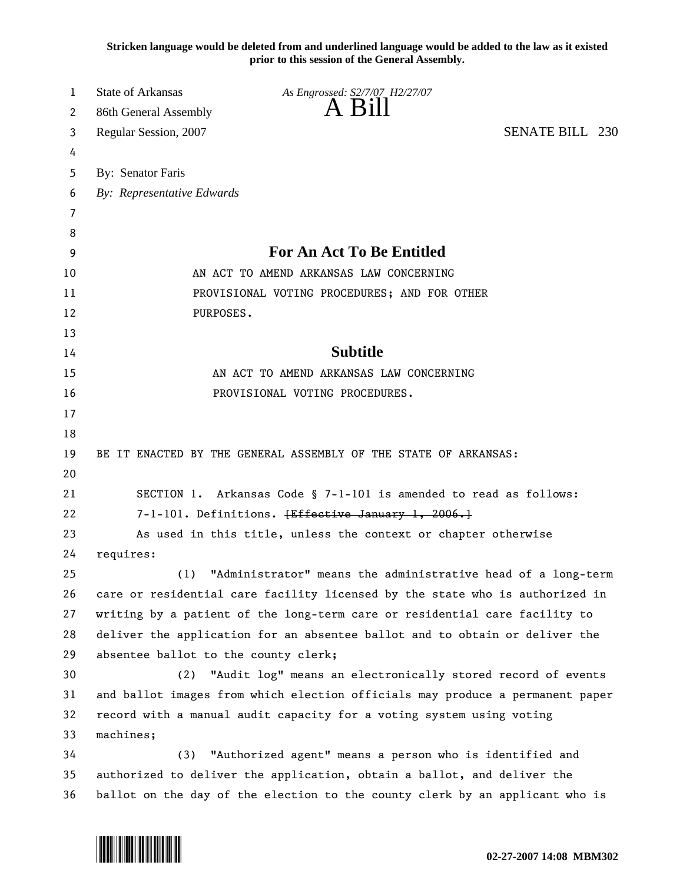**Stricken language would be deleted from and underlined language would be added to the law as it existed prior to this session of the General Assembly.**

State of Arkansas *As Engrossed: S2/7/07 H2/27/07*

86th General Assembly

# A Bill

Regular Session, 2007 SENATE BILL 230

By: Senator Faris

*By: Representative Edwards*

## For An Act To Be Entitled

AN ACT TO AMEND ARKANSAS LAW CONCERNING PROVISIONAL VOTING PROCEDURES; AND FOR OTHER PURPOSES.

## Subtitle

AN ACT TO AMEND ARKANSAS LAW CONCERNING PROVISIONAL VOTING PROCEDURES.

BE IT ENACTED BY THE GENERAL ASSEMBLY OF THE STATE OF ARKANSAS:

SECTION 1. Arkansas Code § 7-1-101 is amended to read as follows:

7-1-101. Definitions. ~~[Effective January 1, 2006.]~~

As used in this title, unless the context or chapter otherwise requires:

(1) "Administrator" means the administrative head of a long-term care or residential care facility licensed by the state who is authorized in writing by a patient of the long-term care or residential care facility to deliver the application for an absentee ballot and to obtain or deliver the absentee ballot to the county clerk;

(2) "Audit log" means an electronically stored record of events and ballot images from which election officials may produce a permanent paper record with a manual audit capacity for a voting system using voting machines;

(3) "Authorized agent" means a person who is identified and authorized to deliver the application, obtain a ballot, and deliver the ballot on the day of the election to the county clerk by an applicant who is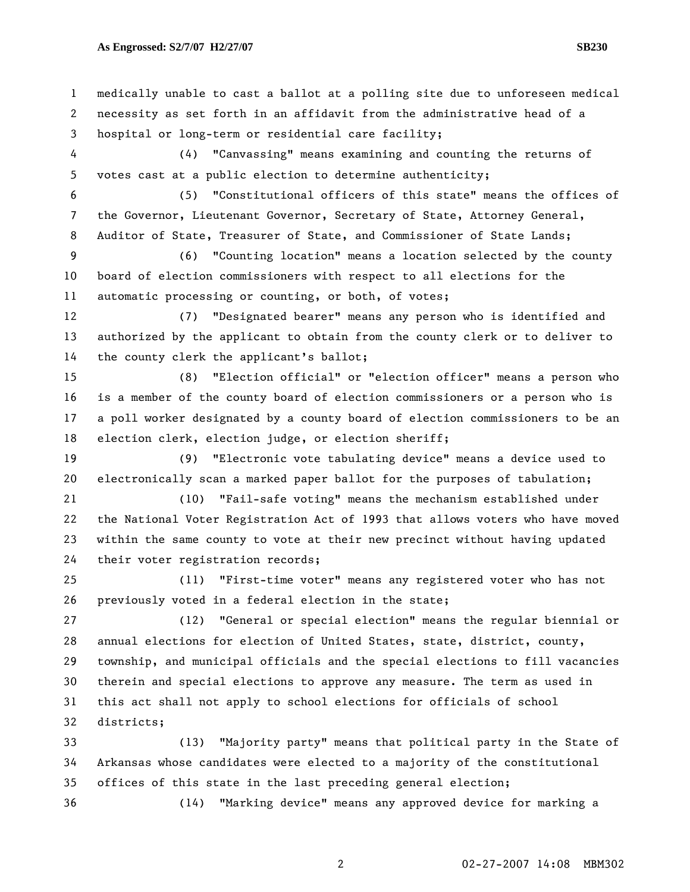medically unable to cast a ballot at a polling site due to unforeseen medical necessity as set forth in an affidavit from the administrative head of a hospital or long-term or residential care facility;

(4) "Canvassing" means examining and counting the returns of votes cast at a public election to determine authenticity;

(5) "Constitutional officers of this state" means the offices of the Governor, Lieutenant Governor, Secretary of State, Attorney General, Auditor of State, Treasurer of State, and Commissioner of State Lands;

(6) "Counting location" means a location selected by the county board of election commissioners with respect to all elections for the automatic processing or counting, or both, of votes;

(7) "Designated bearer" means any person who is identified and authorized by the applicant to obtain from the county clerk or to deliver to the county clerk the applicant's ballot;

(8) "Election official" or "election officer" means a person who is a member of the county board of election commissioners or a person who is a poll worker designated by a county board of election commissioners to be an election clerk, election judge, or election sheriff;

(9) "Electronic vote tabulating device" means a device used to electronically scan a marked paper ballot for the purposes of tabulation;

(10) "Fail-safe voting" means the mechanism established under the National Voter Registration Act of 1993 that allows voters who have moved within the same county to vote at their new precinct without having updated their voter registration records;

(11) "First-time voter" means any registered voter who has not previously voted in a federal election in the state;

(12) "General or special election" means the regular biennial or annual elections for election of United States, state, district, county, township, and municipal officials and the special elections to fill vacancies therein and special elections to approve any measure. The term as used in this act shall not apply to school elections for officials of school districts;

(13) "Majority party" means that political party in the State of Arkansas whose candidates were elected to a majority of the constitutional offices of this state in the last preceding general election;

(14) "Marking device" means any approved device for marking a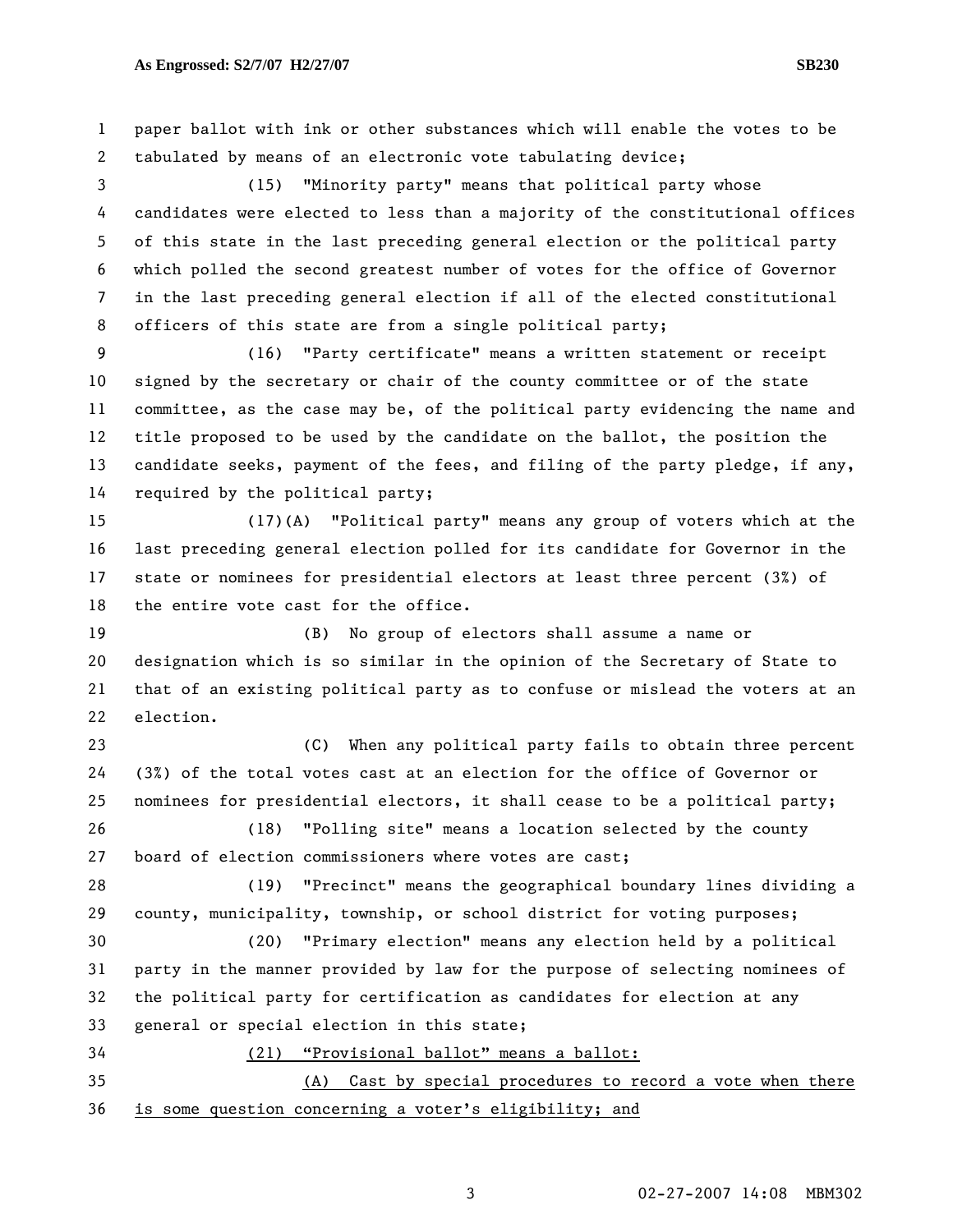paper ballot with ink or other substances which will enable the votes to be tabulated by means of an electronic vote tabulating device;

(15) "Minority party" means that political party whose candidates were elected to less than a majority of the constitutional offices of this state in the last preceding general election or the political party which polled the second greatest number of votes for the office of Governor in the last preceding general election if all of the elected constitutional officers of this state are from a single political party;

(16) "Party certificate" means a written statement or receipt signed by the secretary or chair of the county committee or of the state committee, as the case may be, of the political party evidencing the name and title proposed to be used by the candidate on the ballot, the position the candidate seeks, payment of the fees, and filing of the party pledge, if any, required by the political party;

(17)(A) "Political party" means any group of voters which at the last preceding general election polled for its candidate for Governor in the state or nominees for presidential electors at least three percent (3%) of the entire vote cast for the office.

(B) No group of electors shall assume a name or designation which is so similar in the opinion of the Secretary of State to that of an existing political party as to confuse or mislead the voters at an election.

(C) When any political party fails to obtain three percent (3%) of the total votes cast at an election for the office of Governor or nominees for presidential electors, it shall cease to be a political party;

(18) "Polling site" means a location selected by the county board of election commissioners where votes are cast;

(19) "Precinct" means the geographical boundary lines dividing a county, municipality, township, or school district for voting purposes;

(20) "Primary election" means any election held by a political party in the manner provided by law for the purpose of selecting nominees of the political party for certification as candidates for election at any general or special election in this state;

<u>(21) "Provisional ballot" means a ballot:</u>

<u>(A) Cast by special procedures to record a vote when there is some question concerning a voter's eligibility; and</u>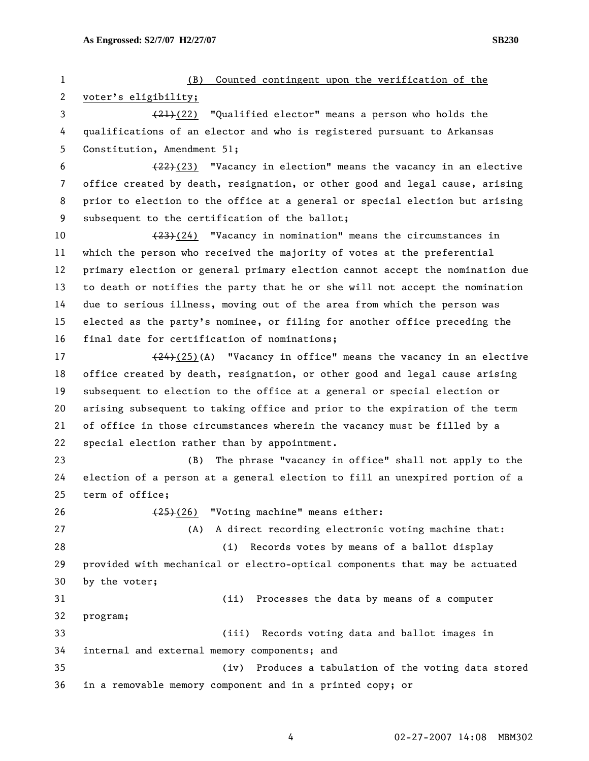(B) Counted contingent upon the verification of the voter's eligibility;

~~(21)~~(22) "Qualified elector" means a person who holds the qualifications of an elector and who is registered pursuant to Arkansas Constitution, Amendment 51;

~~(22)~~(23) "Vacancy in election" means the vacancy in an elective office created by death, resignation, or other good and legal cause, arising prior to election to the office at a general or special election but arising subsequent to the certification of the ballot;

~~(23)~~(24) "Vacancy in nomination" means the circumstances in which the person who received the majority of votes at the preferential primary election or general primary election cannot accept the nomination due to death or notifies the party that he or she will not accept the nomination due to serious illness, moving out of the area from which the person was elected as the party's nominee, or filing for another office preceding the final date for certification of nominations;

~~(24)~~(25)(A) "Vacancy in office" means the vacancy in an elective office created by death, resignation, or other good and legal cause arising subsequent to election to the office at a general or special election or arising subsequent to taking office and prior to the expiration of the term of office in those circumstances wherein the vacancy must be filled by a special election rather than by appointment.

(B) The phrase "vacancy in office" shall not apply to the election of a person at a general election to fill an unexpired portion of a term of office;

~~(25)~~(26) "Voting machine" means either:

(A) A direct recording electronic voting machine that:

(i) Records votes by means of a ballot display provided with mechanical or electro-optical components that may be actuated by the voter;

(ii) Processes the data by means of a computer program;

(iii) Records voting data and ballot images in internal and external memory components; and

(iv) Produces a tabulation of the voting data stored in a removable memory component and in a printed copy; or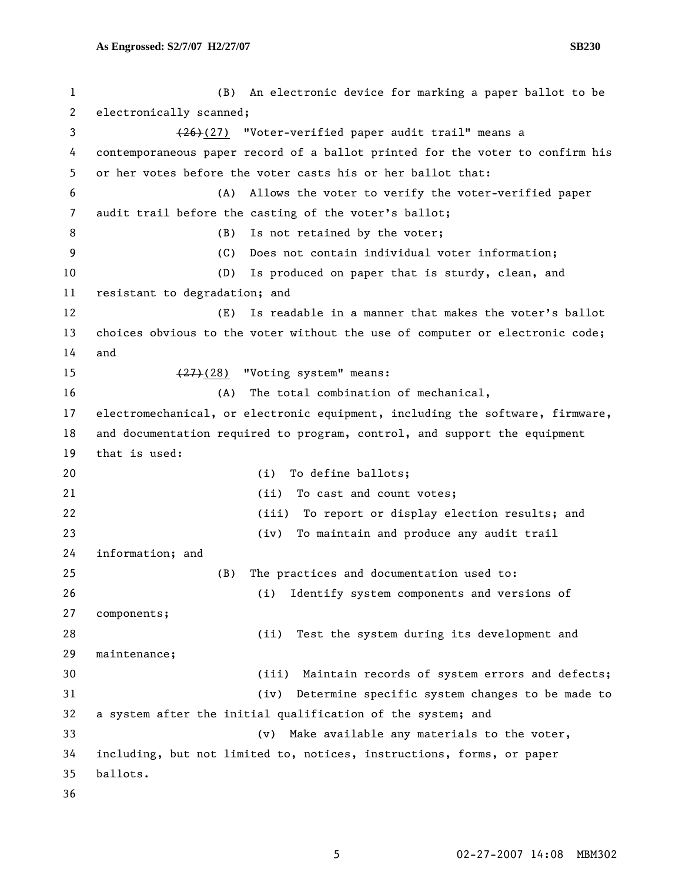(B) An electronic device for marking a paper ballot to be electronically scanned;

~~(26)~~(27) "Voter-verified paper audit trail" means a contemporaneous paper record of a ballot printed for the voter to confirm his or her votes before the voter casts his or her ballot that:

(A) Allows the voter to verify the voter-verified paper audit trail before the casting of the voter's ballot;

(B) Is not retained by the voter;

(C) Does not contain individual voter information;

(D) Is produced on paper that is sturdy, clean, and resistant to degradation; and

(E) Is readable in a manner that makes the voter's ballot choices obvious to the voter without the use of computer or electronic code; and

~~(27)~~(28) "Voting system" means:

(A) The total combination of mechanical, electromechanical, or electronic equipment, including the software, firmware, and documentation required to program, control, and support the equipment that is used:

(i) To define ballots;

(ii) To cast and count votes;

(iii) To report or display election results; and

(iv) To maintain and produce any audit trail information; and

(B) The practices and documentation used to:

(i) Identify system components and versions of components;

(ii) Test the system during its development and maintenance;

(iii) Maintain records of system errors and defects;

(iv) Determine specific system changes to be made to a system after the initial qualification of the system; and

(v) Make available any materials to the voter, including, but not limited to, notices, instructions, forms, or paper ballots.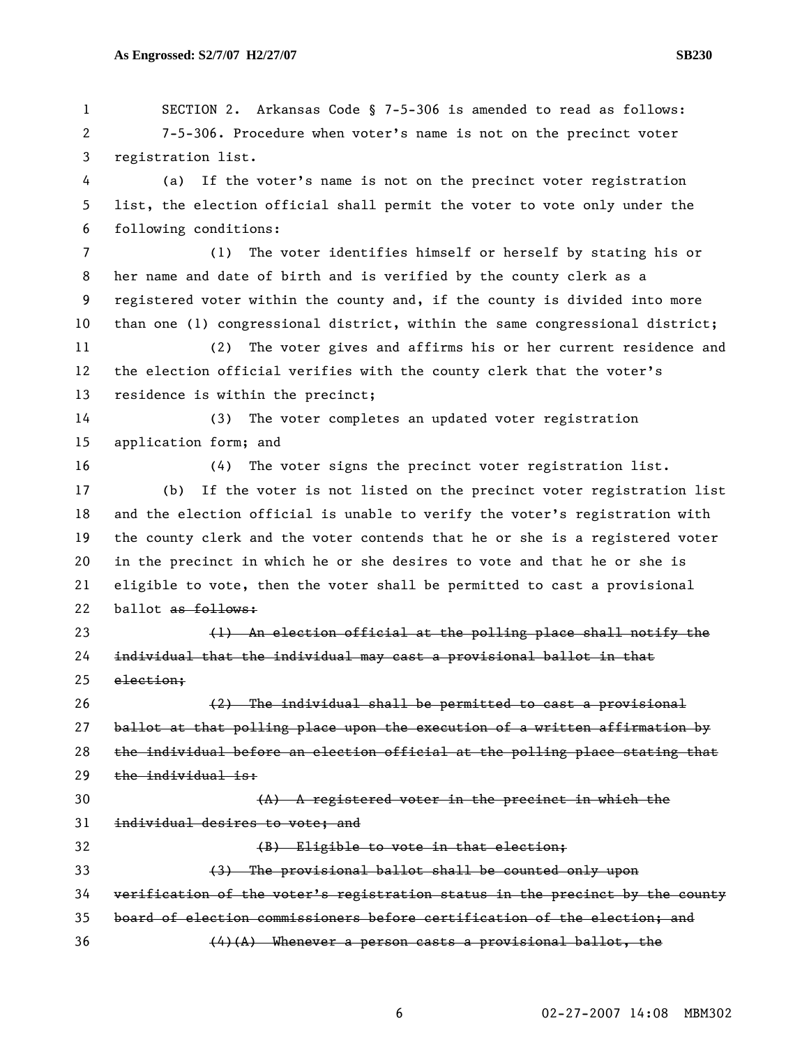SECTION 2. Arkansas Code § 7-5-306 is amended to read as follows:

7-5-306. Procedure when voter's name is not on the precinct voter registration list.

(a) If the voter's name is not on the precinct voter registration list, the election official shall permit the voter to vote only under the following conditions:

(1) The voter identifies himself or herself by stating his or her name and date of birth and is verified by the county clerk as a registered voter within the county and, if the county is divided into more than one (1) congressional district, within the same congressional district;

(2) The voter gives and affirms his or her current residence and the election official verifies with the county clerk that the voter's residence is within the precinct;

(3) The voter completes an updated voter registration application form; and

(4) The voter signs the precinct voter registration list.

(b) If the voter is not listed on the precinct voter registration list and the election official is unable to verify the voter's registration with the county clerk and the voter contends that he or she is a registered voter in the precinct in which he or she desires to vote and that he or she is eligible to vote, then the voter shall be permitted to cast a provisional ballot ~~as follows:~~

~~(1) An election official at the polling place shall notify the individual that the individual may cast a provisional ballot in that election;~~

~~(2) The individual shall be permitted to cast a provisional ballot at that polling place upon the execution of a written affirmation by the individual before an election official at the polling place stating that the individual is:~~

~~(A) A registered voter in the precinct in which the individual desires to vote; and~~

~~(B) Eligible to vote in that election;~~

~~(3) The provisional ballot shall be counted only upon verification of the voter's registration status in the precinct by the county board of election commissioners before certification of the election; and~~

~~(4)(A) Whenever a person casts a provisional ballot, the~~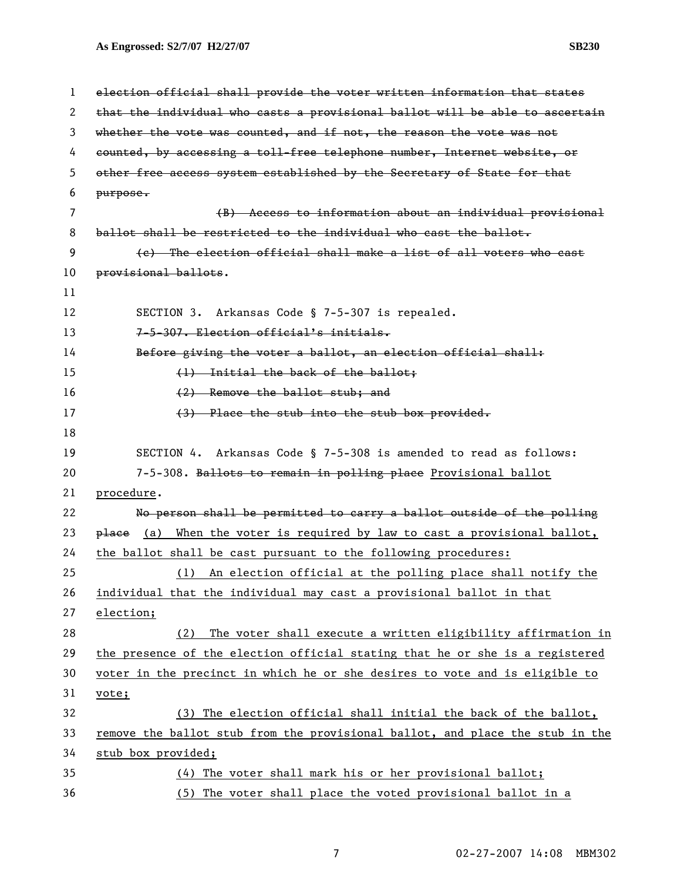~~election official shall provide the voter written information that states that the individual who casts a provisional ballot will be able to ascertain whether the vote was counted, and if not, the reason the vote was not counted, by accessing a toll-free telephone number, Internet website, or other free access system established by the Secretary of State for that purpose.~~

~~(B) Access to information about an individual provisional ballot shall be restricted to the individual who cast the ballot.~~

~~(c) The election official shall make a list of all voters who cast provisional ballots~~.

SECTION 3. Arkansas Code § 7-5-307 is repealed.

~~7-5-307. Election official's initials.~~

~~Before giving the voter a ballot, an election official shall:~~

~~(1) Initial the back of the ballot;~~

~~(2) Remove the ballot stub; and~~

~~(3) Place the stub into the stub box provided.~~

SECTION 4. Arkansas Code § 7-5-308 is amended to read as follows:

7-5-308. ~~Ballots to remain in polling place~~ <u>Provisional ballot procedure</u>.

~~No person shall be permitted to carry a ballot outside of the polling place~~ <u>(a) When the voter is required by law to cast a provisional ballot, the ballot shall be cast pursuant to the following procedures:</u>

<u>(1) An election official at the polling place shall notify the individual that the individual may cast a provisional ballot in that election;</u>

<u>(2) The voter shall execute a written eligibility affirmation in the presence of the election official stating that he or she is a registered voter in the precinct in which he or she desires to vote and is eligible to vote;</u>

<u>(3) The election official shall initial the back of the ballot, remove the ballot stub from the provisional ballot, and place the stub in the stub box provided;</u>

<u>(4) The voter shall mark his or her provisional ballot;</u>

<u>(5) The voter shall place the voted provisional ballot in a</u>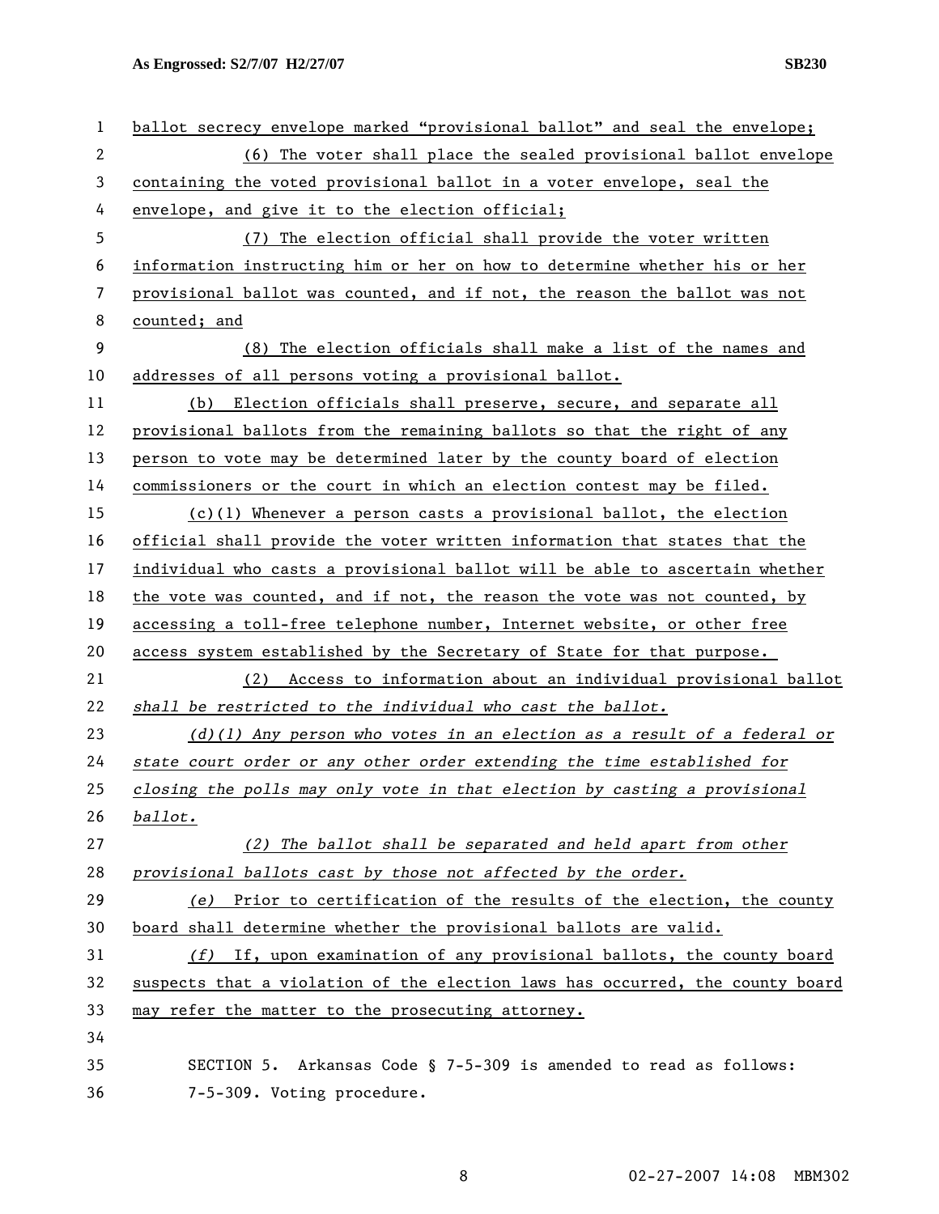ballot secrecy envelope marked "provisional ballot" and seal the envelope;

(6) The voter shall place the sealed provisional ballot envelope containing the voted provisional ballot in a voter envelope, seal the envelope, and give it to the election official;

(7) The election official shall provide the voter written information instructing him or her on how to determine whether his or her provisional ballot was counted, and if not, the reason the ballot was not counted; and

(8) The election officials shall make a list of the names and addresses of all persons voting a provisional ballot.

(b) Election officials shall preserve, secure, and separate all provisional ballots from the remaining ballots so that the right of any person to vote may be determined later by the county board of election commissioners or the court in which an election contest may be filed.

(c)(1) Whenever a person casts a provisional ballot, the election official shall provide the voter written information that states that the individual who casts a provisional ballot will be able to ascertain whether the vote was counted, and if not, the reason the vote was not counted, by accessing a toll-free telephone number, Internet website, or other free access system established by the Secretary of State for that purpose.

(2) Access to information about an individual provisional ballot *shall be restricted to the individual who cast the ballot.*

*(d)(1) Any person who votes in an election as a result of a federal or state court order or any other order extending the time established for closing the polls may only vote in that election by casting a provisional ballot.*

*(2) The ballot shall be separated and held apart from other provisional ballots cast by those not affected by the order.*

*(e)* Prior to certification of the results of the election, the county board shall determine whether the provisional ballots are valid.

*(f)* If, upon examination of any provisional ballots, the county board suspects that a violation of the election laws has occurred, the county board may refer the matter to the prosecuting attorney.

SECTION 5. Arkansas Code § 7-5-309 is amended to read as follows:

7-5-309. Voting procedure.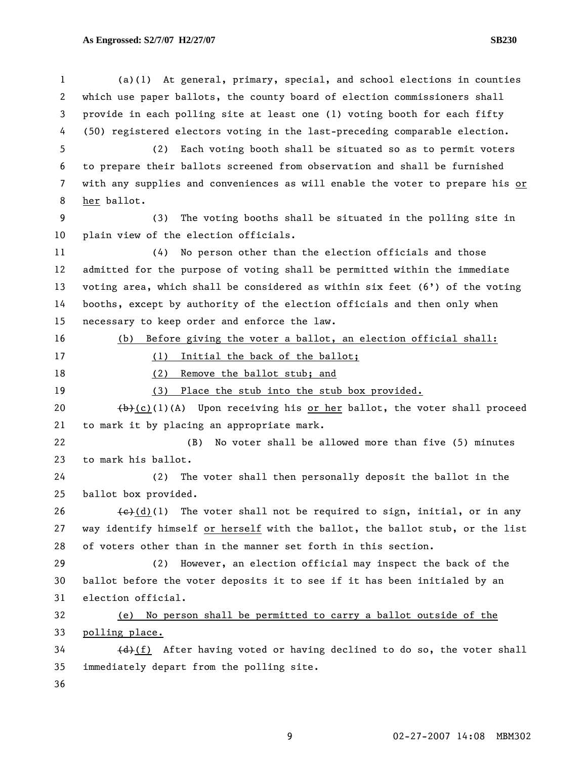(a)(1) At general, primary, special, and school elections in counties which use paper ballots, the county board of election commissioners shall provide in each polling site at least one (1) voting booth for each fifty (50) registered electors voting in the last-preceding comparable election.

(2) Each voting booth shall be situated so as to permit voters to prepare their ballots screened from observation and shall be furnished with any supplies and conveniences as will enable the voter to prepare his <u>or her</u> ballot.

(3) The voting booths shall be situated in the polling site in plain view of the election officials.

(4) No person other than the election officials and those admitted for the purpose of voting shall be permitted within the immediate voting area, which shall be considered as within six feet (6') of the voting booths, except by authority of the election officials and then only when necessary to keep order and enforce the law.

<u>(b) Before giving the voter a ballot, an election official shall:</u>

<u>(1) Initial the back of the ballot;</u>

<u>(2) Remove the ballot stub; and</u>

<u>(3) Place the stub into the stub box provided.</u>

~~(b)~~<u>(c)</u>(1)(A) Upon receiving his <u>or her</u> ballot, the voter shall proceed to mark it by placing an appropriate mark.

(B) No voter shall be allowed more than five (5) minutes to mark his ballot.

(2) The voter shall then personally deposit the ballot in the ballot box provided.

~~(c)~~<u>(d)</u>(1) The voter shall not be required to sign, initial, or in any way identify himself <u>or herself</u> with the ballot, the ballot stub, or the list of voters other than in the manner set forth in this section.

(2) However, an election official may inspect the back of the ballot before the voter deposits it to see if it has been initialed by an election official.

<u>(e) No person shall be permitted to carry a ballot outside of the polling place.</u>

~~(d)~~<u>(f)</u> After having voted or having declined to do so, the voter shall immediately depart from the polling site.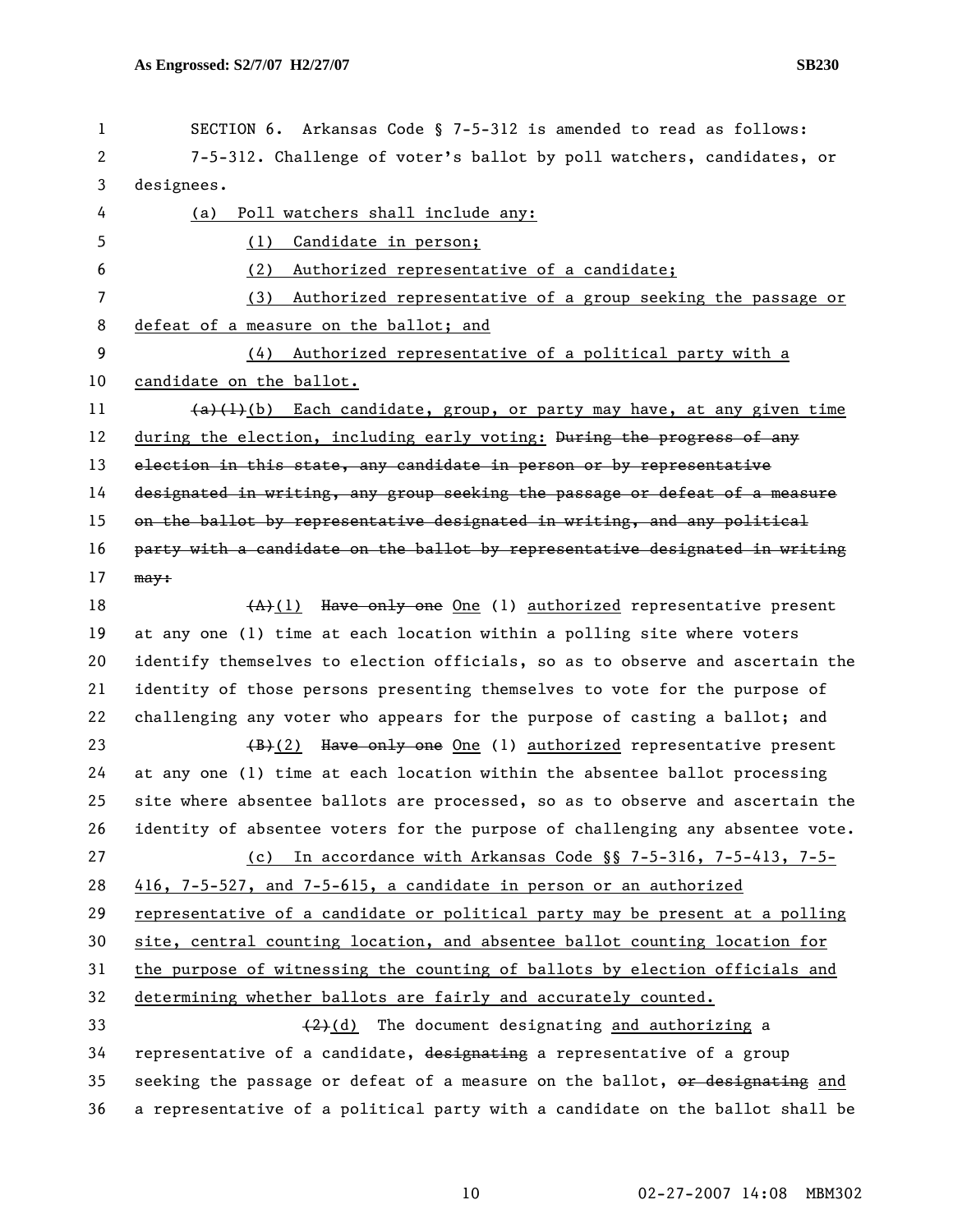SECTION 6. Arkansas Code § 7-5-312 is amended to read as follows:

7-5-312. Challenge of voter's ballot by poll watchers, candidates, or designees.

(a) Poll watchers shall include any:

(1) Candidate in person;

(2) Authorized representative of a candidate;

(3) Authorized representative of a group seeking the passage or defeat of a measure on the ballot; and

(4) Authorized representative of a political party with a candidate on the ballot.

~~(a)(1)~~(b) Each candidate, group, or party may have, at any given time during the election, including early voting: ~~During the progress of any election in this state, any candidate in person or by representative designated in writing, any group seeking the passage or defeat of a measure on the ballot by representative designated in writing, and any political party with a candidate on the ballot by representative designated in writing may:~~

~~(A)~~(1) ~~Have only one~~ One (1) authorized representative present at any one (1) time at each location within a polling site where voters identify themselves to election officials, so as to observe and ascertain the identity of those persons presenting themselves to vote for the purpose of challenging any voter who appears for the purpose of casting a ballot; and

~~(B)~~(2) ~~Have only one~~ One (1) authorized representative present at any one (1) time at each location within the absentee ballot processing site where absentee ballots are processed, so as to observe and ascertain the identity of absentee voters for the purpose of challenging any absentee vote.

(c) In accordance with Arkansas Code §§ 7-5-316, 7-5-413, 7-5-416, 7-5-527, and 7-5-615, a candidate in person or an authorized representative of a candidate or political party may be present at a polling site, central counting location, and absentee ballot counting location for the purpose of witnessing the counting of ballots by election officials and determining whether ballots are fairly and accurately counted.

~~(2)~~(d) The document designating and authorizing a representative of a candidate, ~~designating~~ a representative of a group seeking the passage or defeat of a measure on the ballot, ~~or designating~~ and a representative of a political party with a candidate on the ballot shall be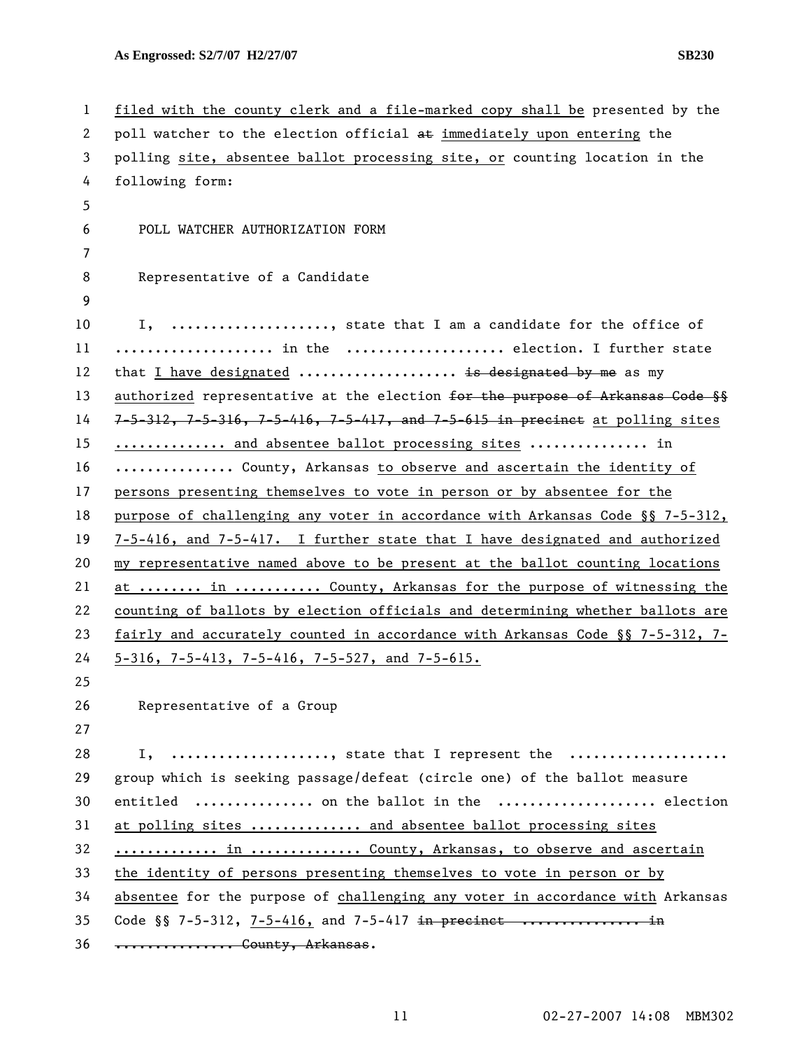filed with the county clerk and a file-marked copy shall be presented by the poll watcher to the election official ~~at~~ immediately upon entering the polling site, absentee ballot processing site, or counting location in the following form:

POLL WATCHER AUTHORIZATION FORM

Representative of a Candidate

I, ...................., state that I am a candidate for the office of .................... in the .................... election. I further state that I have designated .................... ~~is designated by me~~ as my authorized representative at the election ~~for the purpose of Arkansas Code §§ 7-5-312, 7-5-316, 7-5-416, 7-5-417, and 7-5-615 in precinct~~ at polling sites .............. and absentee ballot processing sites ............... in ............... County, Arkansas to observe and ascertain the identity of persons presenting themselves to vote in person or by absentee for the purpose of challenging any voter in accordance with Arkansas Code §§ 7-5-312, 7-5-416, and 7-5-417. I further state that I have designated and authorized my representative named above to be present at the ballot counting locations at ........ in ........... County, Arkansas for the purpose of witnessing the counting of ballots by election officials and determining whether ballots are fairly and accurately counted in accordance with Arkansas Code §§ 7-5-312, 7-5-316, 7-5-413, 7-5-416, 7-5-527, and 7-5-615.

Representative of a Group

I, ...................., state that I represent the .................... group which is seeking passage/defeat (circle one) of the ballot measure entitled ............... on the ballot in the .................... election at polling sites .............. and absentee ballot processing sites ............. in .............. County, Arkansas, to observe and ascertain the identity of persons presenting themselves to vote in person or by absentee for the purpose of challenging any voter in accordance with Arkansas Code §§ 7-5-312, 7-5-416, and 7-5-417 ~~in precinct ............... in ............... County, Arkansas~~.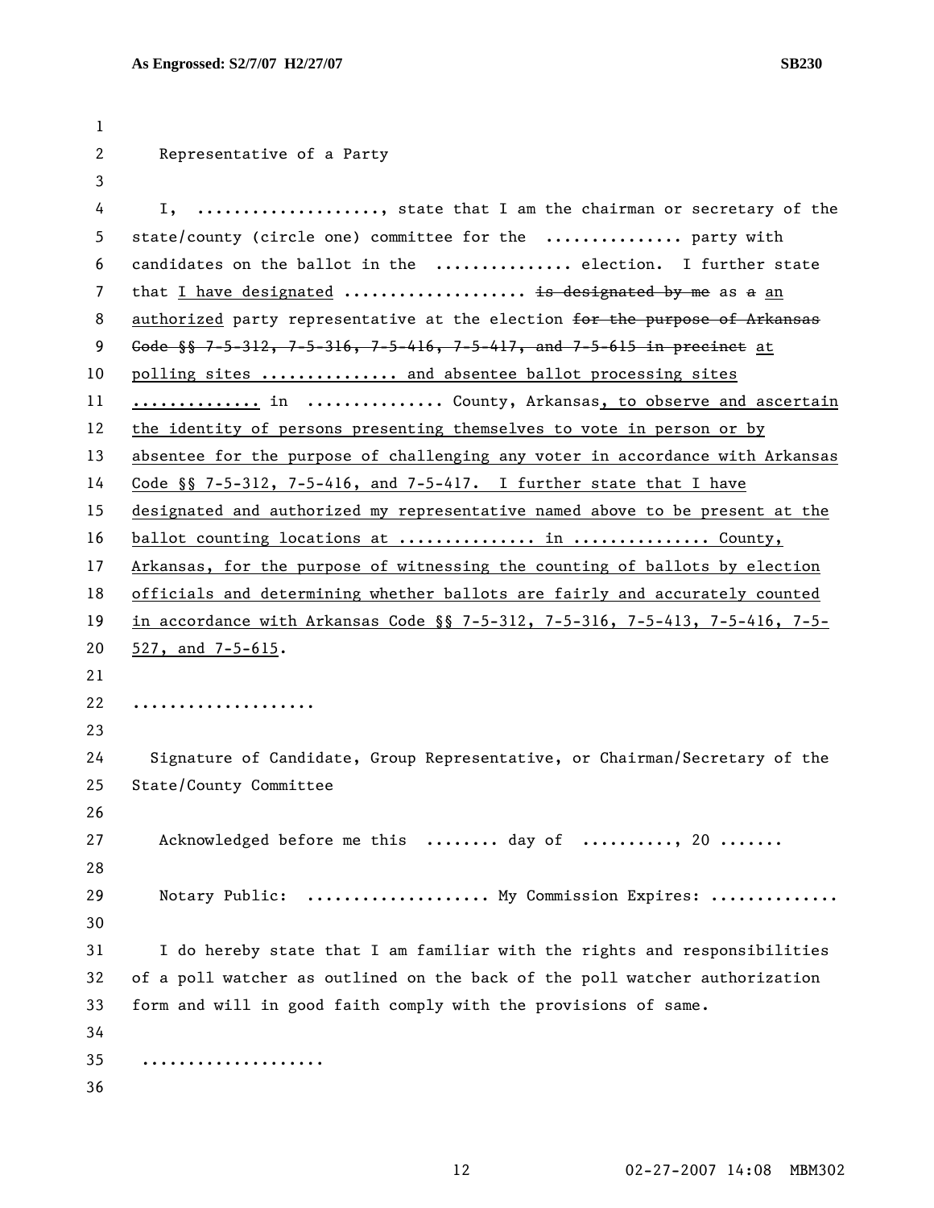Representative of a Party

I, ...................., state that I am the chairman or secretary of the state/county (circle one) committee for the .............. party with candidates on the ballot in the .............. election. I further state that <u>I have designated</u> .................... ~~is designated by me~~ as ~~a~~ <u>an authorized</u> party representative at the election ~~for the purpose of Arkansas Code §§ 7-5-312, 7-5-316, 7-5-416, 7-5-417, and 7-5-615 in precinct~~ <u>at polling sites .............. and absentee ballot processing sites ..............</u> in .............. County, Arkansas<u>, to observe and ascertain the identity of persons presenting themselves to vote in person or by absentee for the purpose of challenging any voter in accordance with Arkansas Code §§ 7-5-312, 7-5-416, and 7-5-417. I further state that I have designated and authorized my representative named above to be present at the ballot counting locations at .............. in .............. County, Arkansas, for the purpose of witnessing the counting of ballots by election officials and determining whether ballots are fairly and accurately counted in accordance with Arkansas Code §§ 7-5-312, 7-5-316, 7-5-413, 7-5-416, 7-5-527, and 7-5-615</u>.

....................

Signature of Candidate, Group Representative, or Chairman/Secretary of the State/County Committee

Acknowledged before me this ........ day of .........., 20 .......

Notary Public: .................... My Commission Expires: .............

I do hereby state that I am familiar with the rights and responsibilities of a poll watcher as outlined on the back of the poll watcher authorization form and will in good faith comply with the provisions of same.

....................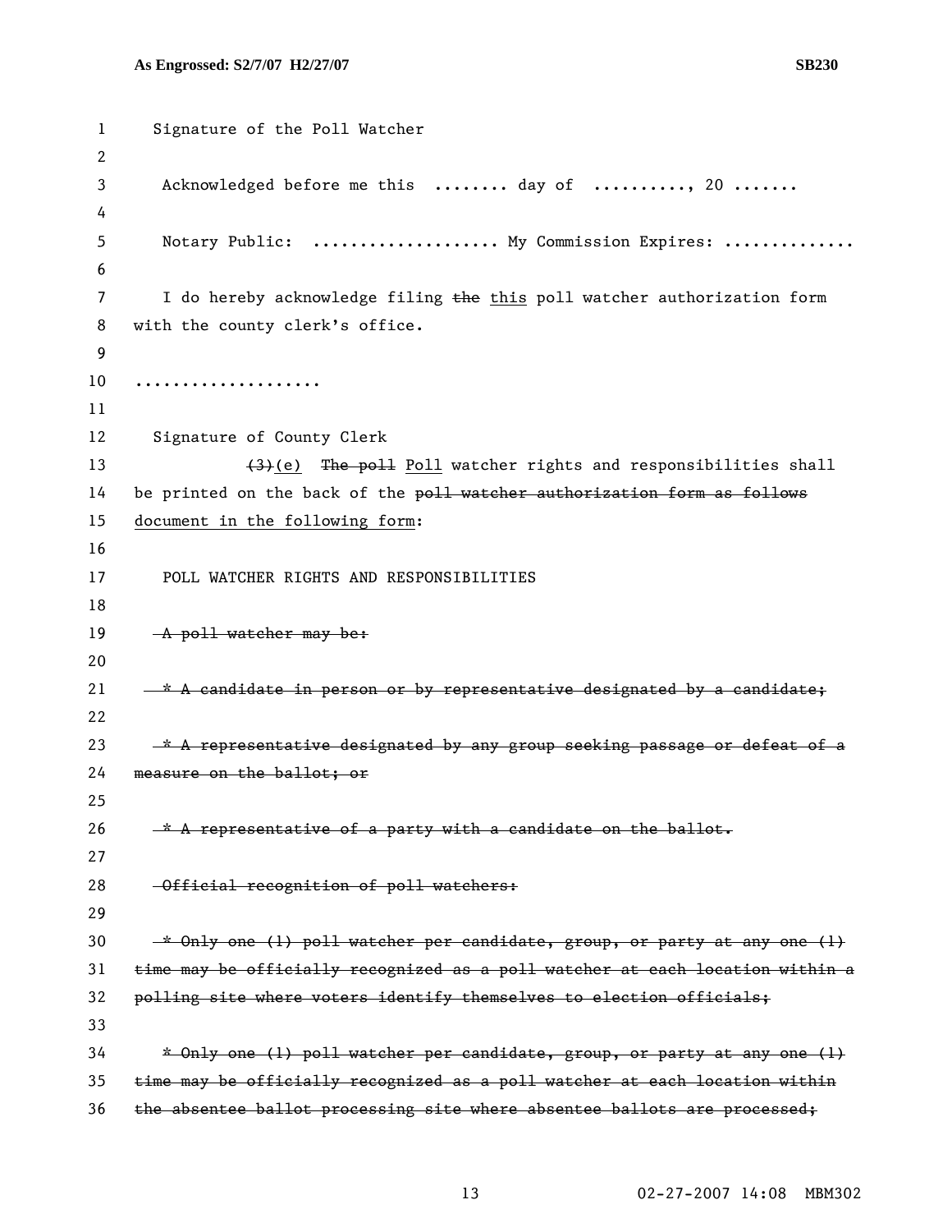Signature of the Poll Watcher

Acknowledged before me this ........ day of .........., 20 .......

Notary Public: .................... My Commission Expires: .............

I do hereby acknowledge filing ~~the~~ <u>this</u> poll watcher authorization form with the county clerk's office.

....................

Signature of County Clerk

~~(3)~~<u>(e)</u> ~~The poll~~ <u>Poll</u> watcher rights and responsibilities shall be printed on the back of the ~~poll watcher authorization form as follows~~ <u>document in the following form</u>:

POLL WATCHER RIGHTS AND RESPONSIBILITIES

~~A poll watcher may be:~~

~~* A candidate in person or by representative designated by a candidate;~~

~~* A representative designated by any group seeking passage or defeat of a measure on the ballot; or~~

~~* A representative of a party with a candidate on the ballot.~~

~~Official recognition of poll watchers:~~

~~* Only one (1) poll watcher per candidate, group, or party at any one (1) time may be officially recognized as a poll watcher at each location within a polling site where voters identify themselves to election officials;~~

~~* Only one (1) poll watcher per candidate, group, or party at any one (1) time may be officially recognized as a poll watcher at each location within the absentee ballot processing site where absentee ballots are processed;~~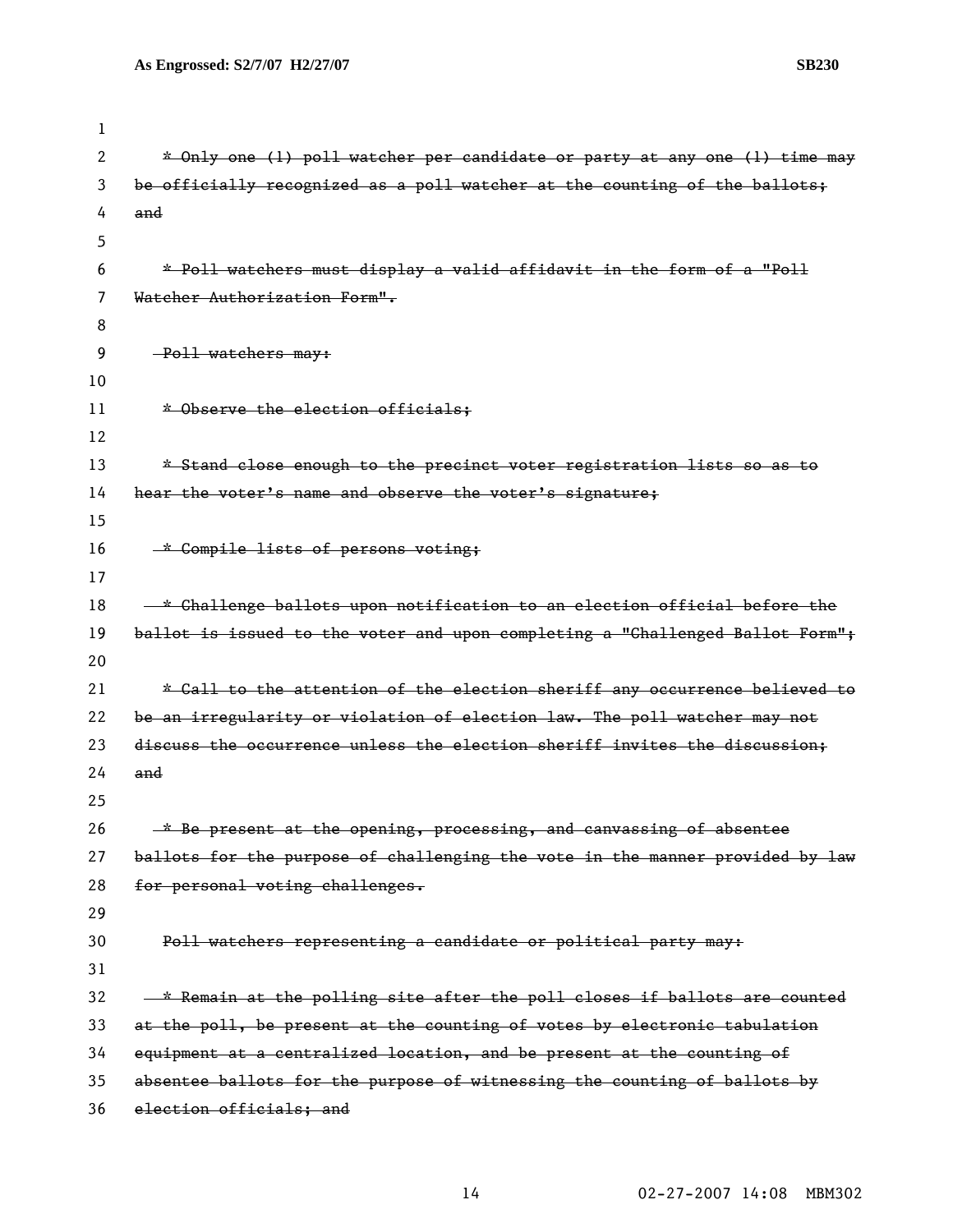~~* Only one (1) poll watcher per candidate or party at any one (1) time may be officially recognized as a poll watcher at the counting of the ballots; and~~

~~* Poll watchers must display a valid affidavit in the form of a "Poll Watcher Authorization Form".~~

~~Poll watchers may:~~

~~* Observe the election officials;~~

~~* Stand close enough to the precinct voter registration lists so as to hear the voter's name and observe the voter's signature;~~

~~* Compile lists of persons voting;~~

~~* Challenge ballots upon notification to an election official before the ballot is issued to the voter and upon completing a "Challenged Ballot Form";~~

~~* Call to the attention of the election sheriff any occurrence believed to be an irregularity or violation of election law. The poll watcher may not discuss the occurrence unless the election sheriff invites the discussion; and~~

~~* Be present at the opening, processing, and canvassing of absentee ballots for the purpose of challenging the vote in the manner provided by law for personal voting challenges.~~

~~Poll watchers representing a candidate or political party may:~~

~~* Remain at the polling site after the poll closes if ballots are counted at the poll, be present at the counting of votes by electronic tabulation equipment at a centralized location, and be present at the counting of absentee ballots for the purpose of witnessing the counting of ballots by election officials; and~~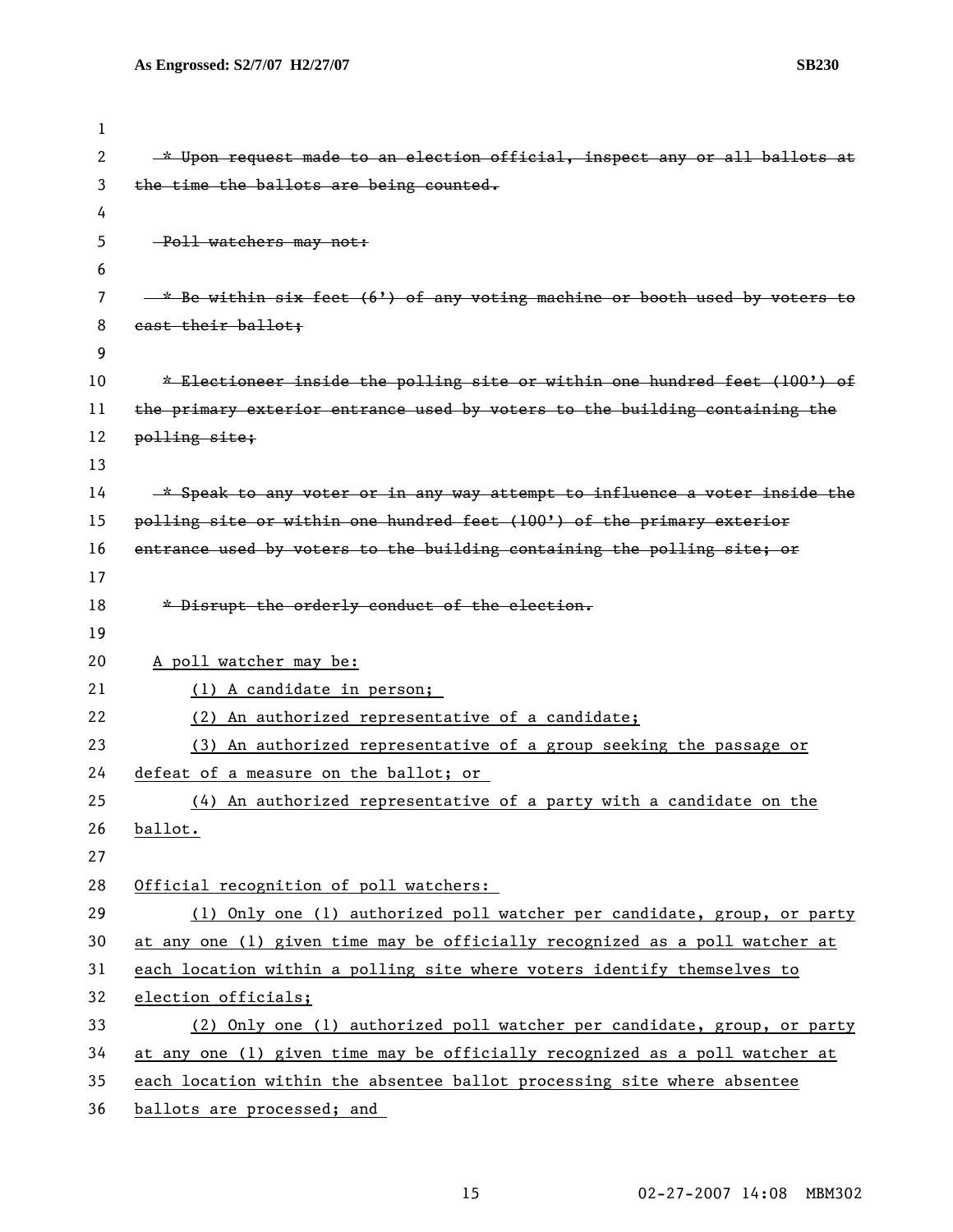~~* Upon request made to an election official, inspect any or all ballots at the time the ballots are being counted.~~

~~Poll watchers may not:~~

~~* Be within six feet (6') of any voting machine or booth used by voters to cast their ballot;~~

~~* Electioneer inside the polling site or within one hundred feet (100') of the primary exterior entrance used by voters to the building containing the polling site;~~

~~* Speak to any voter or in any way attempt to influence a voter inside the polling site or within one hundred feet (100') of the primary exterior entrance used by voters to the building containing the polling site; or~~

~~* Disrupt the orderly conduct of the election.~~

<u>A poll watcher may be:</u>

<u>(1) A candidate in person;</u>

<u>(2) An authorized representative of a candidate;</u>

<u>(3) An authorized representative of a group seeking the passage or defeat of a measure on the ballot; or</u>

<u>(4) An authorized representative of a party with a candidate on the ballot.</u>

<u>Official recognition of poll watchers:</u>

<u>(1) Only one (1) authorized poll watcher per candidate, group, or party at any one (1) given time may be officially recognized as a poll watcher at each location within a polling site where voters identify themselves to election officials;</u>

<u>(2) Only one (1) authorized poll watcher per candidate, group, or party at any one (1) given time may be officially recognized as a poll watcher at each location within the absentee ballot processing site where absentee ballots are processed; and</u>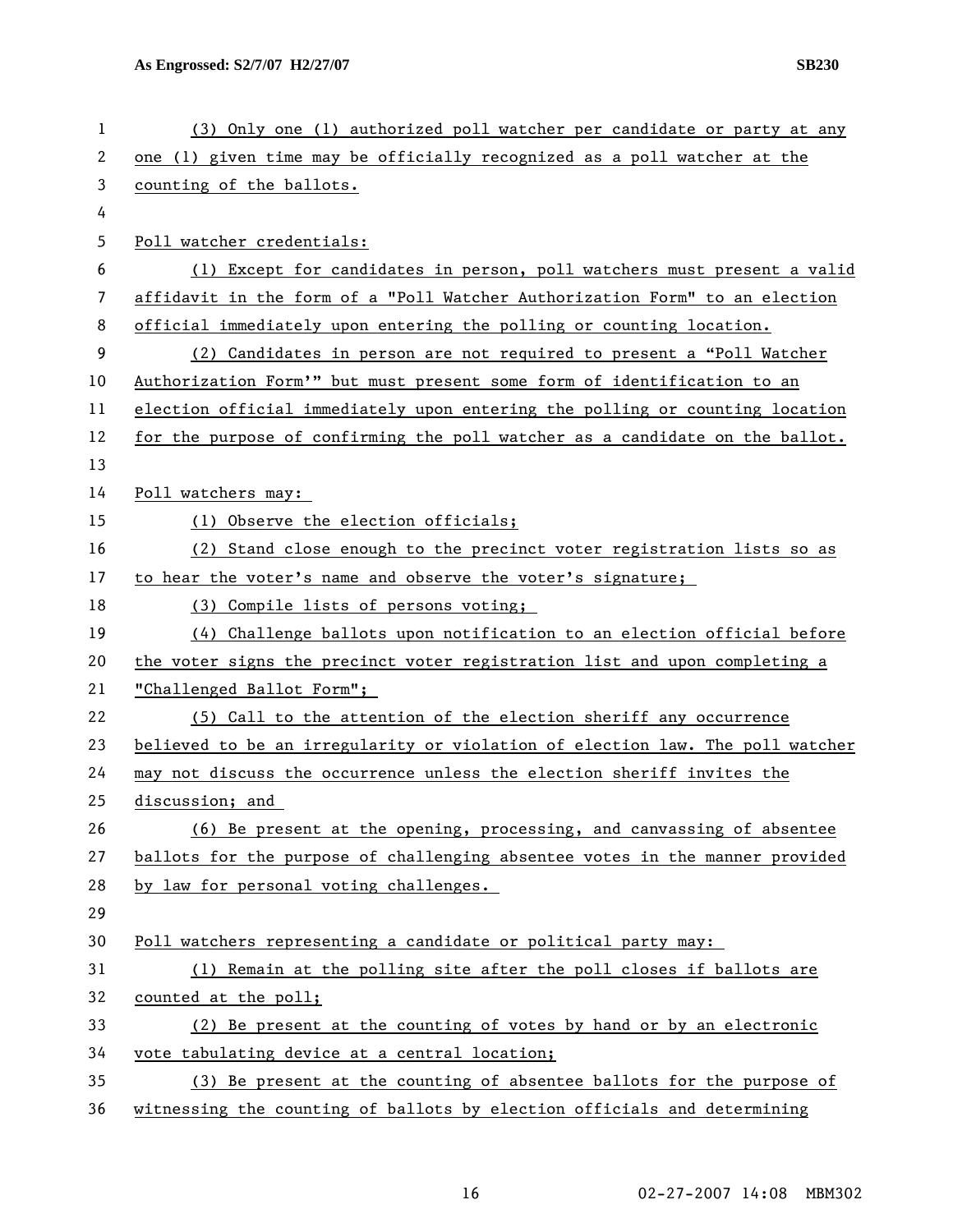(3) Only one (1) authorized poll watcher per candidate or party at any one (1) given time may be officially recognized as a poll watcher at the counting of the ballots.

Poll watcher credentials:

(1) Except for candidates in person, poll watchers must present a valid affidavit in the form of a "Poll Watcher Authorization Form" to an election official immediately upon entering the polling or counting location.

(2) Candidates in person are not required to present a "Poll Watcher Authorization Form'" but must present some form of identification to an election official immediately upon entering the polling or counting location for the purpose of confirming the poll watcher as a candidate on the ballot.

Poll watchers may:

(1) Observe the election officials;

(2) Stand close enough to the precinct voter registration lists so as to hear the voter's name and observe the voter's signature;

(3) Compile lists of persons voting;

(4) Challenge ballots upon notification to an election official before the voter signs the precinct voter registration list and upon completing a "Challenged Ballot Form";

(5) Call to the attention of the election sheriff any occurrence believed to be an irregularity or violation of election law. The poll watcher may not discuss the occurrence unless the election sheriff invites the discussion; and

(6) Be present at the opening, processing, and canvassing of absentee ballots for the purpose of challenging absentee votes in the manner provided by law for personal voting challenges.

Poll watchers representing a candidate or political party may:

(1) Remain at the polling site after the poll closes if ballots are counted at the poll;

(2) Be present at the counting of votes by hand or by an electronic vote tabulating device at a central location;

(3) Be present at the counting of absentee ballots for the purpose of witnessing the counting of ballots by election officials and determining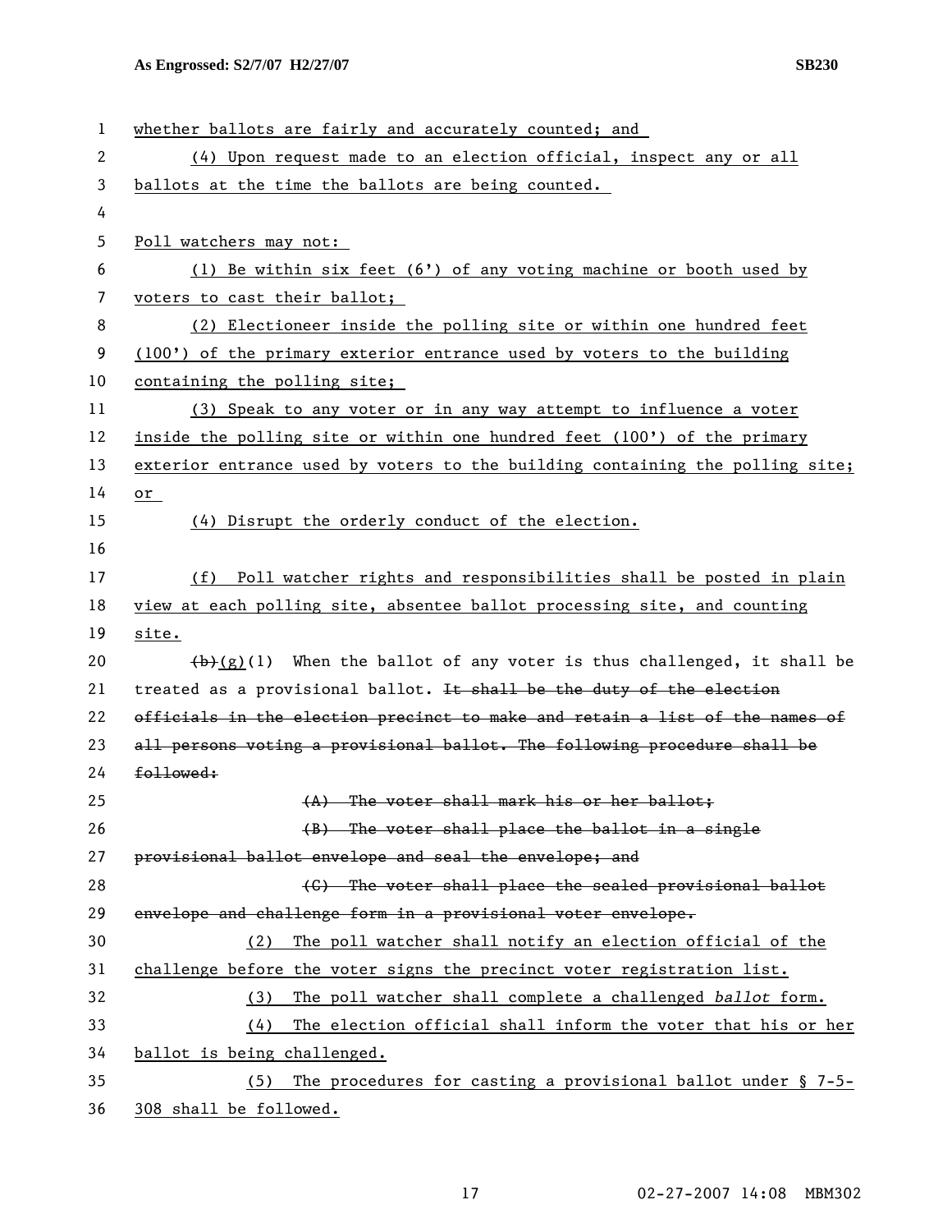whether ballots are fairly and accurately counted; and

(4) Upon request made to an election official, inspect any or all ballots at the time the ballots are being counted.

Poll watchers may not:

(1) Be within six feet (6') of any voting machine or booth used by voters to cast their ballot;

(2) Electioneer inside the polling site or within one hundred feet (100') of the primary exterior entrance used by voters to the building containing the polling site;

(3) Speak to any voter or in any way attempt to influence a voter inside the polling site or within one hundred feet (100') of the primary exterior entrance used by voters to the building containing the polling site; or

(4) Disrupt the orderly conduct of the election.

(f) Poll watcher rights and responsibilities shall be posted in plain view at each polling site, absentee ballot processing site, and counting site.

~~(b)~~(g)(1) When the ballot of any voter is thus challenged, it shall be treated as a provisional ballot. ~~It shall be the duty of the election officials in the election precinct to make and retain a list of the names of all persons voting a provisional ballot. The following procedure shall be followed:~~

~~(A) The voter shall mark his or her ballot;~~

~~(B) The voter shall place the ballot in a single provisional ballot envelope and seal the envelope; and~~

~~(C) The voter shall place the sealed provisional ballot envelope and challenge form in a provisional voter envelope.~~

(2) The poll watcher shall notify an election official of the challenge before the voter signs the precinct voter registration list.

(3) The poll watcher shall complete a challenged *ballot* form.

(4) The election official shall inform the voter that his or her ballot is being challenged.

(5) The procedures for casting a provisional ballot under § 7-5-308 shall be followed.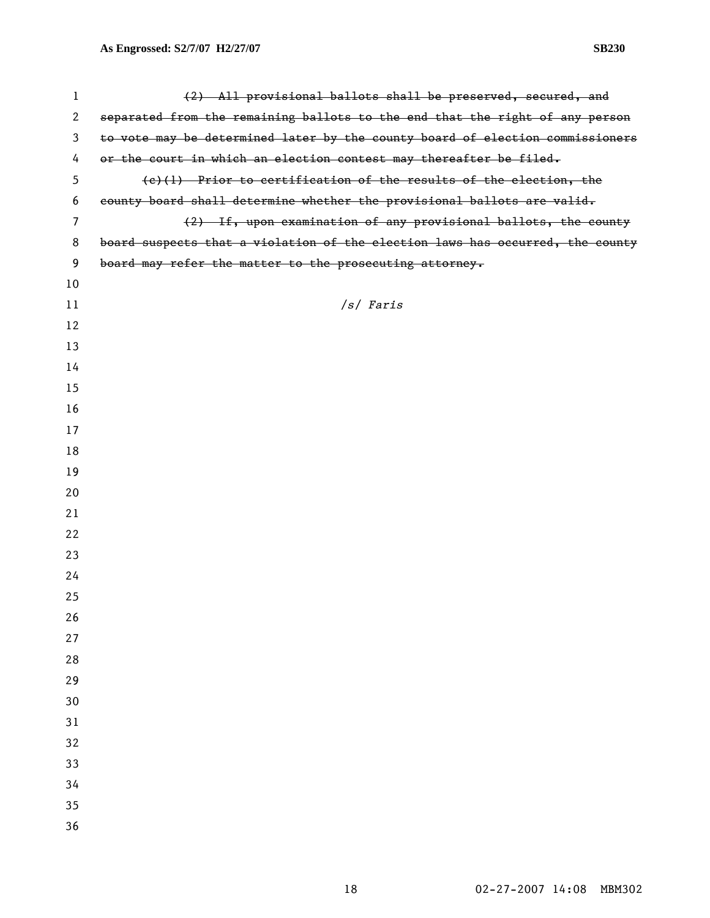~~(2) All provisional ballots shall be preserved, secured, and separated from the remaining ballots to the end that the right of any person to vote may be determined later by the county board of election commissioners or the court in which an election contest may thereafter be filed.~~

~~(c)(1) Prior to certification of the results of the election, the county board shall determine whether the provisional ballots are valid.~~

~~(2) If, upon examination of any provisional ballots, the county board suspects that a violation of the election laws has occurred, the county board may refer the matter to the prosecuting attorney.~~

*/s/ Faris*